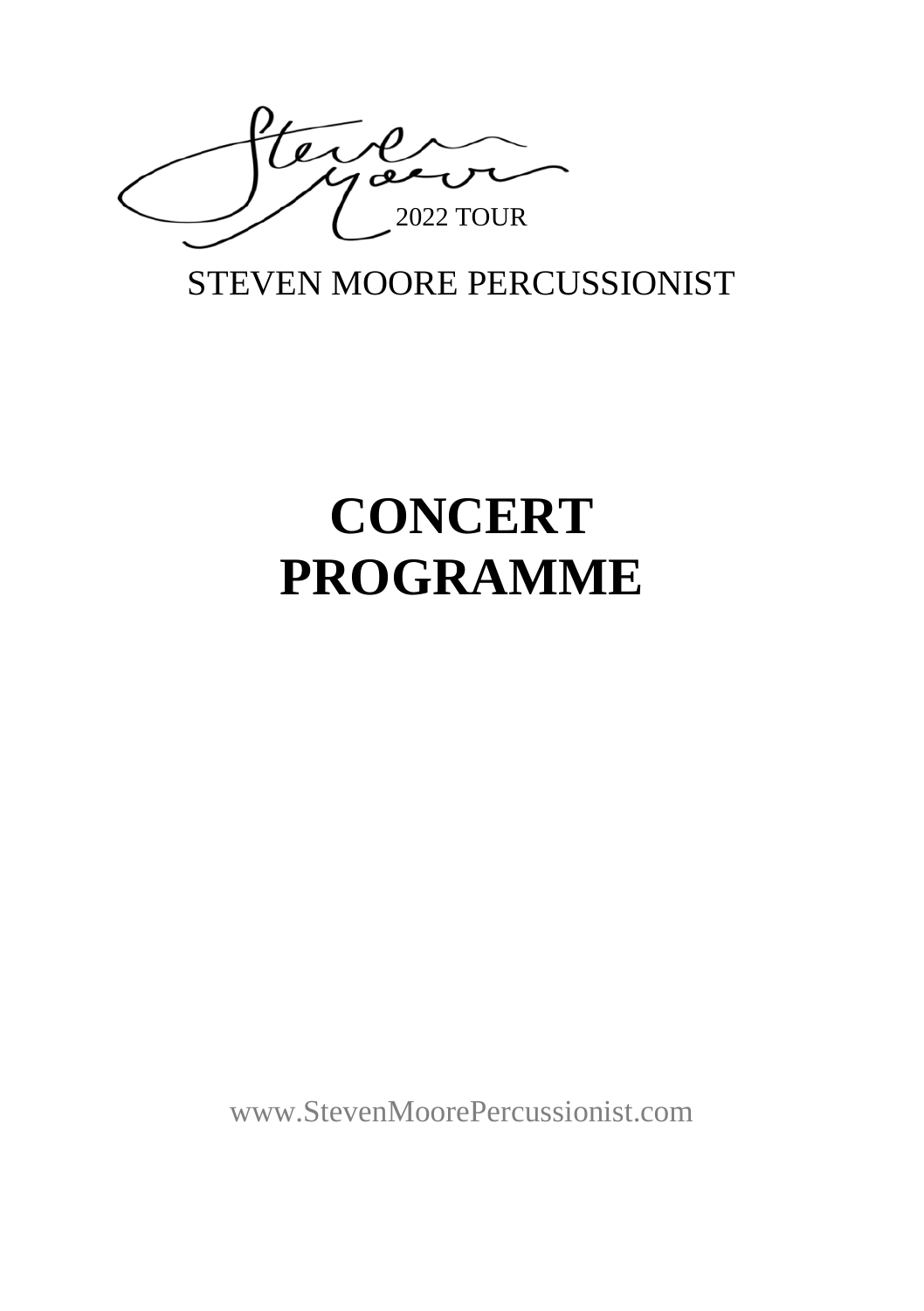2022 TOUR

STEVEN MOORE PERCUSSIONIST

# CONCERT PROGRAMME

www.StevenMoorePercussionist.com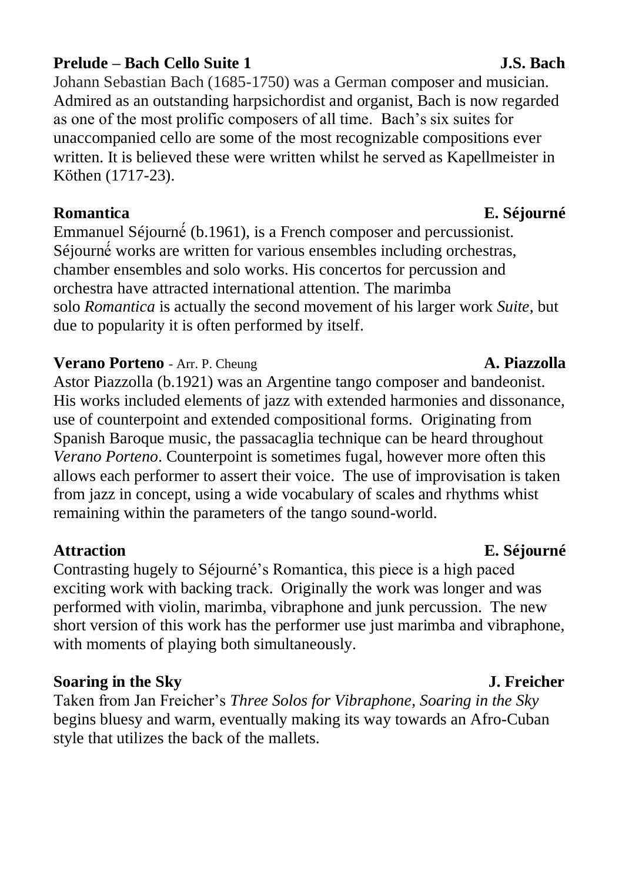**Prelude – Bach Cello Suite 1** **J.S. Bach**

Johann Sebastian Bach (1685-1750) was a German composer and musician. Admired as an outstanding harpsichordist and organist, Bach is now regarded as one of the most prolific composers of all time. Bach's six suites for unaccompanied cello are some of the most recognizable compositions ever written. It is believed these were written whilst he served as Kapellmeister in Köthen (1717-23).

**Romantica** **E. Séjourné**

Emmanuel Séjourné (b.1961), is a French composer and percussionist. Séjourné works are written for various ensembles including orchestras, chamber ensembles and solo works. His concertos for percussion and orchestra have attracted international attention. The marimba solo *Romantica* is actually the second movement of his larger work *Suite*, but due to popularity it is often performed by itself.

**Verano Porteno** - Arr. P. Cheung **A. Piazzolla**

Astor Piazzolla (b.1921) was an Argentine tango composer and bandeonist. His works included elements of jazz with extended harmonies and dissonance, use of counterpoint and extended compositional forms. Originating from Spanish Baroque music, the passacaglia technique can be heard throughout *Verano Porteno*. Counterpoint is sometimes fugal, however more often this allows each performer to assert their voice. The use of improvisation is taken from jazz in concept, using a wide vocabulary of scales and rhythms whist remaining within the parameters of the tango sound-world.

**Attraction** **E. Séjourné**

Contrasting hugely to Séjourné's Romantica, this piece is a high paced exciting work with backing track. Originally the work was longer and was performed with violin, marimba, vibraphone and junk percussion. The new short version of this work has the performer use just marimba and vibraphone, with moments of playing both simultaneously.

**Soaring in the Sky** **J. Freicher**

Taken from Jan Freicher's *Three Solos for Vibraphone*, *Soaring in the Sky* begins bluesy and warm, eventually making its way towards an Afro-Cuban style that utilizes the back of the mallets.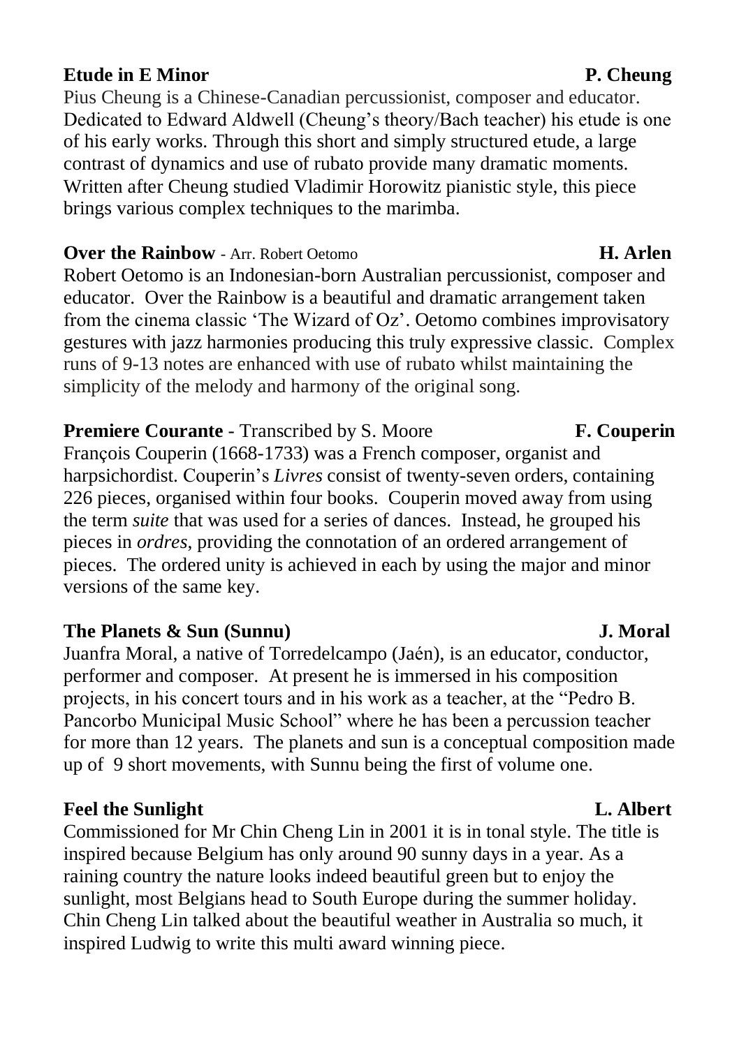**Etude in E Minor** **P. Cheung**

Pius Cheung is a Chinese-Canadian percussionist, composer and educator. Dedicated to Edward Aldwell (Cheung's theory/Bach teacher) his etude is one of his early works. Through this short and simply structured etude, a large contrast of dynamics and use of rubato provide many dramatic moments. Written after Cheung studied Vladimir Horowitz pianistic style, this piece brings various complex techniques to the marimba.

**Over the Rainbow** - Arr. Robert Oetomo **H. Arlen**

Robert Oetomo is an Indonesian-born Australian percussionist, composer and educator. Over the Rainbow is a beautiful and dramatic arrangement taken from the cinema classic 'The Wizard of Oz'. Oetomo combines improvisatory gestures with jazz harmonies producing this truly expressive classic. Complex runs of 9-13 notes are enhanced with use of rubato whilst maintaining the simplicity of the melody and harmony of the original song.

**Premiere Courante** - Transcribed by S. Moore **F. Couperin**

François Couperin (1668-1733) was a French composer, organist and harpsichordist. Couperin's *Livres* consist of twenty-seven orders, containing 226 pieces, organised within four books. Couperin moved away from using the term *suite* that was used for a series of dances. Instead, he grouped his pieces in *ordres*, providing the connotation of an ordered arrangement of pieces. The ordered unity is achieved in each by using the major and minor versions of the same key.

**The Planets & Sun (Sunnu)** **J. Moral**

Juanfra Moral, a native of Torredelcampo (Jaén), is an educator, conductor, performer and composer. At present he is immersed in his composition projects, in his concert tours and in his work as a teacher, at the "Pedro B. Pancorbo Municipal Music School" where he has been a percussion teacher for more than 12 years. The planets and sun is a conceptual composition made up of 9 short movements, with Sunnu being the first of volume one.

**Feel the Sunlight** **L. Albert**

Commissioned for Mr Chin Cheng Lin in 2001 it is in tonal style. The title is inspired because Belgium has only around 90 sunny days in a year. As a raining country the nature looks indeed beautiful green but to enjoy the sunlight, most Belgians head to South Europe during the summer holiday. Chin Cheng Lin talked about the beautiful weather in Australia so much, it inspired Ludwig to write this multi award winning piece.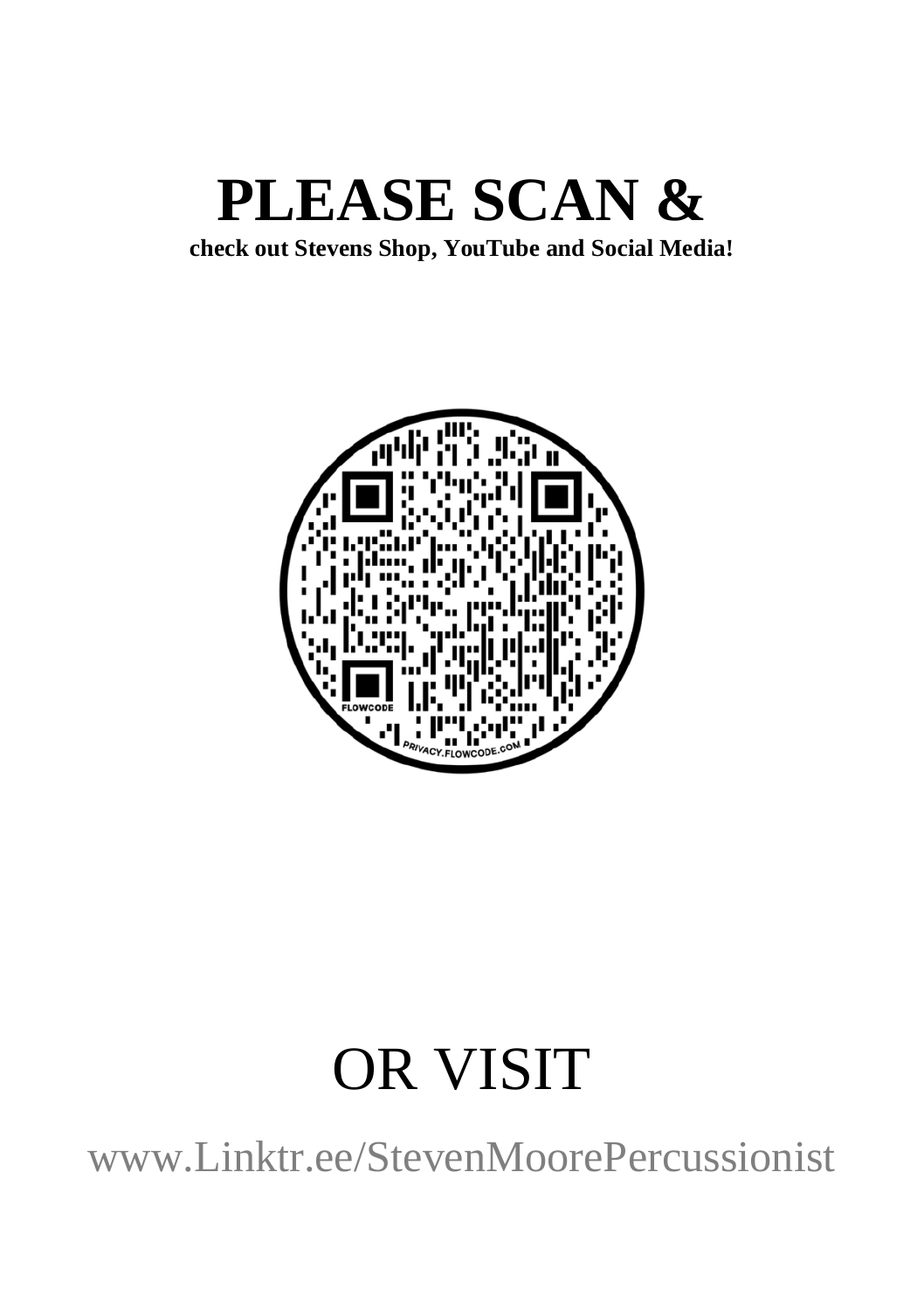# PLEASE SCAN &

**check out Stevens Shop, YouTube and Social Media!**

FLOWCODE

PRIVACY.FLOWCODE.COM

# OR VISIT

www.Linktr.ee/StevenMoorePercussionist